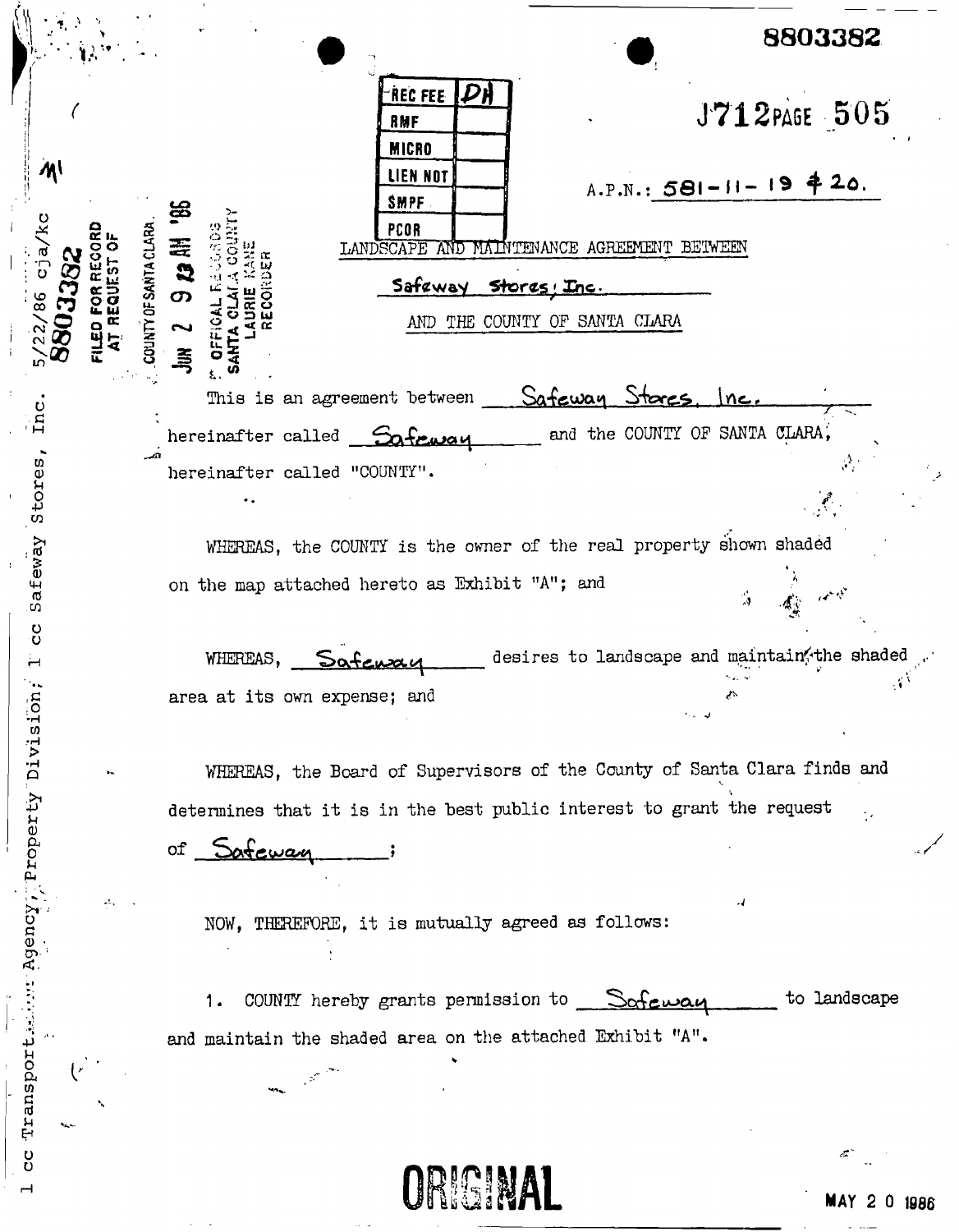8803382

| REC FEE | DH |
| --- | --- |
| RMF | |
| MICRO | |
| LIEN NOT | |
| SMPF | |
| PCOR | |

J712 PAGE 505

A.P.N.: 581-11-19 & 20.

5/22/86 cja/kc
8803382
FILED FOR RECORD AT REQUEST OF
COUNTY OF SANTA CLARA
JUN 2 9 10 AM '86
OFFICIAL RECORDS SANTA CLARA COUNTY LAURIE KANE RECORDER

LANDSCAPE AND MAINTENANCE AGREEMENT BETWEEN

Safeway Stores, Inc.

AND THE COUNTY OF SANTA CLARA

This is an agreement between Safeway Stores, Inc. hereinafter called Safeway and the COUNTY OF SANTA CLARA, hereinafter called "COUNTY".

WHEREAS, the COUNTY is the owner of the real property shown shaded on the map attached hereto as Exhibit "A"; and

WHEREAS, Safeway desires to landscape and maintain the shaded area at its own expense; and

WHEREAS, the Board of Supervisors of the County of Santa Clara finds and determines that it is in the best public interest to grant the request of Safeway;

NOW, THEREFORE, it is mutually agreed as follows:

1. COUNTY hereby grants permission to Safeway to landscape and maintain the shaded area on the attached Exhibit "A".

1 cc Transportation Agency, Property Division; 1 cc Safeway Stores, Inc.

ORIGINAL

MAY 20 1986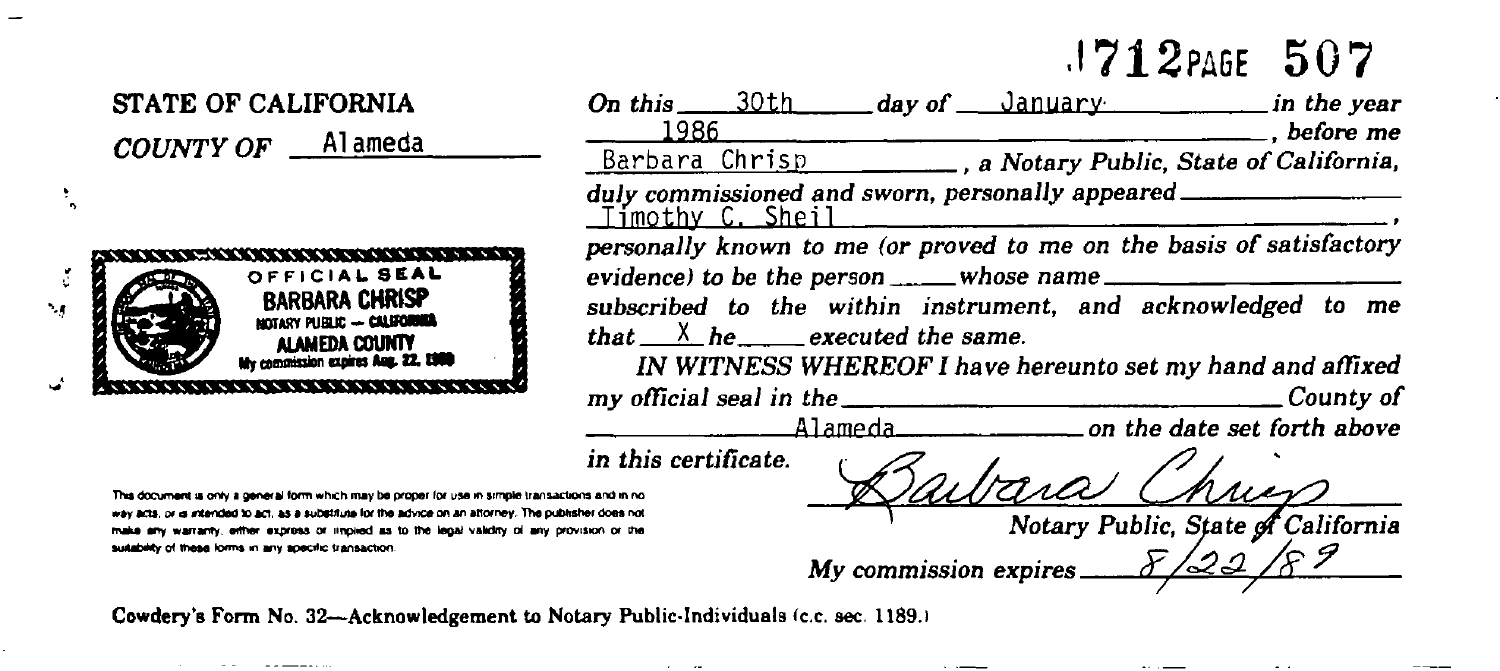1712 PAGE 507

STATE OF CALIFORNIA

COUNTY OF Alameda

OFFICIAL SEAL
BARBARA CHRISP
NOTARY PUBLIC — CALIFORNIA
ALAMEDA COUNTY
My commission expires Aug. 22, 1989

*On this* 30th *day of* January *in the year* 1986, *before me* Barbara Chrisp, *a Notary Public, State of California, duly commissioned and sworn, personally appeared* Timothy C. Sheil, *personally known to me (or proved to me on the basis of satisfactory evidence) to be the person \_\_\_\_ whose name \_\_\_\_ subscribed to the within instrument, and acknowledged to me that* X *he* \_\_\_\_ *executed the same.*

*IN WITNESS WHEREOF I have hereunto set my hand and affixed my official seal in the* \_\_\_\_ *County of* Alameda *on the date set forth above in this certificate.*

Barbara Chrisp

*Notary Public, State of California*

*My commission expires* 8/22/89

This document is only a general form which may be proper for use in simple transactions and in no way acts, or is intended to act, as a substitute for the advice on an attorney. The publisher does not make any warranty, either express or implied as to the legal validity of any provision or the suitability of these forms in any specific transaction.

**Cowdery's Form No. 32—Acknowledgement to Notary Public-Individuals (c.c. sec. 1189.)**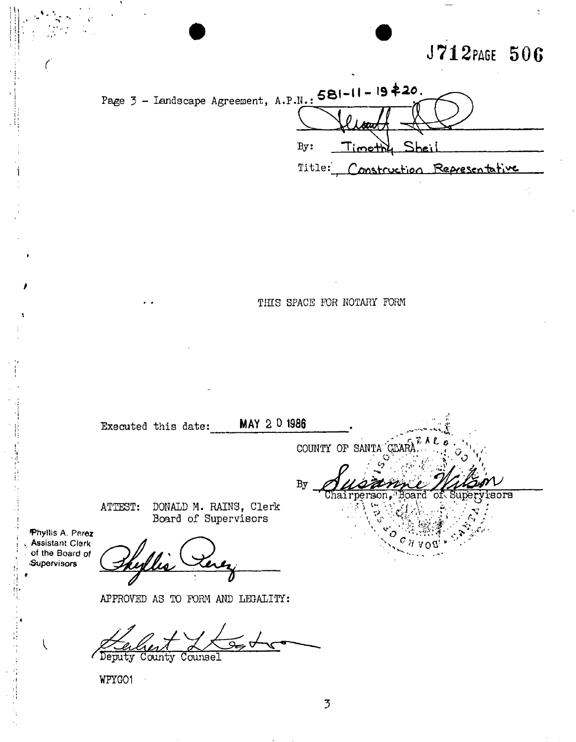J712 PAGE 506

Page 3 - Landscape Agreement, A.P.N.: 581-11-19 & 20.

By: Timothy Sheil

Title: Construction Representative

THIS SPACE FOR NOTARY FORM

Executed this date: MAY 20 1986.

COUNTY OF SANTA CLARA

By Susanne Wilson
Chairperson, Board of Supervisors

ATTEST: DONALD M. RAINS, Clerk
Board of Supervisors

Phyllis A. Perez
Assistant Clerk
of the Board of
Supervisors

Phyllis Perez

APPROVED AS TO FORM AND LEGALITY:

Deputy County Counsel

WPYGO1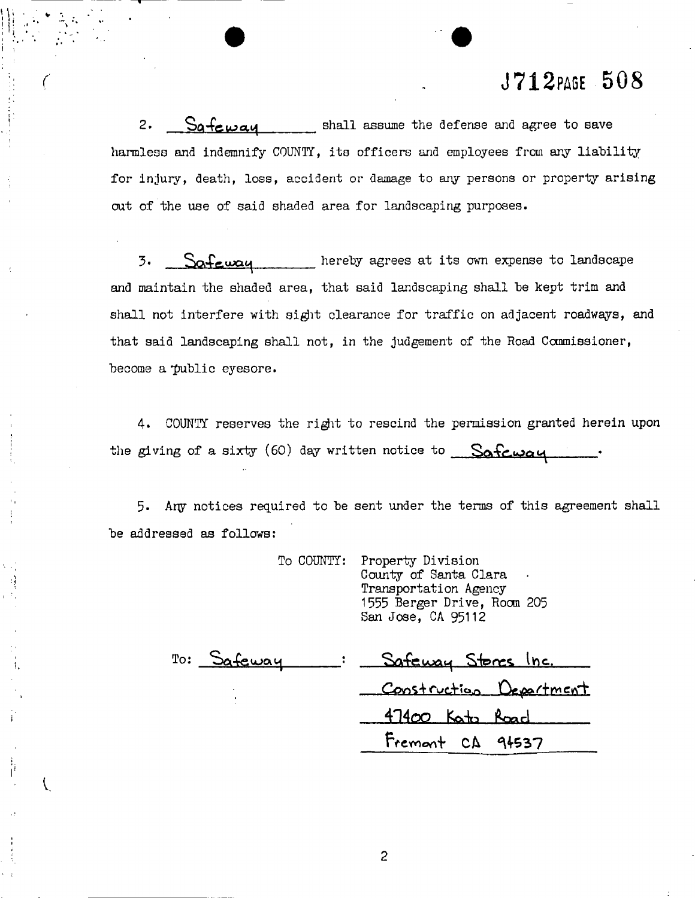J712PAGE 508

2. Safeway shall assume the defense and agree to save harmless and indemnify COUNTY, its officers and employees from any liability for injury, death, loss, accident or damage to any persons or property arising out of the use of said shaded area for landscaping purposes.

3. Safeway hereby agrees at its own expense to landscape and maintain the shaded area, that said landscaping shall be kept trim and shall not interfere with sight clearance for traffic on adjacent roadways, and that said landscaping shall not, in the judgement of the Road Commissioner, become a public eyesore.

4. COUNTY reserves the right to rescind the permission granted herein upon the giving of a sixty (60) day written notice to Safeway.

5. Any notices required to be sent under the terms of this agreement shall be addressed as follows:

To COUNTY: Property Division
County of Santa Clara
Transportation Agency
1555 Berger Drive, Room 205
San Jose, CA 95112

To: Safeway: Safeway Stores Inc.
Construction Department
47400 Kato Road
Fremont CA 94537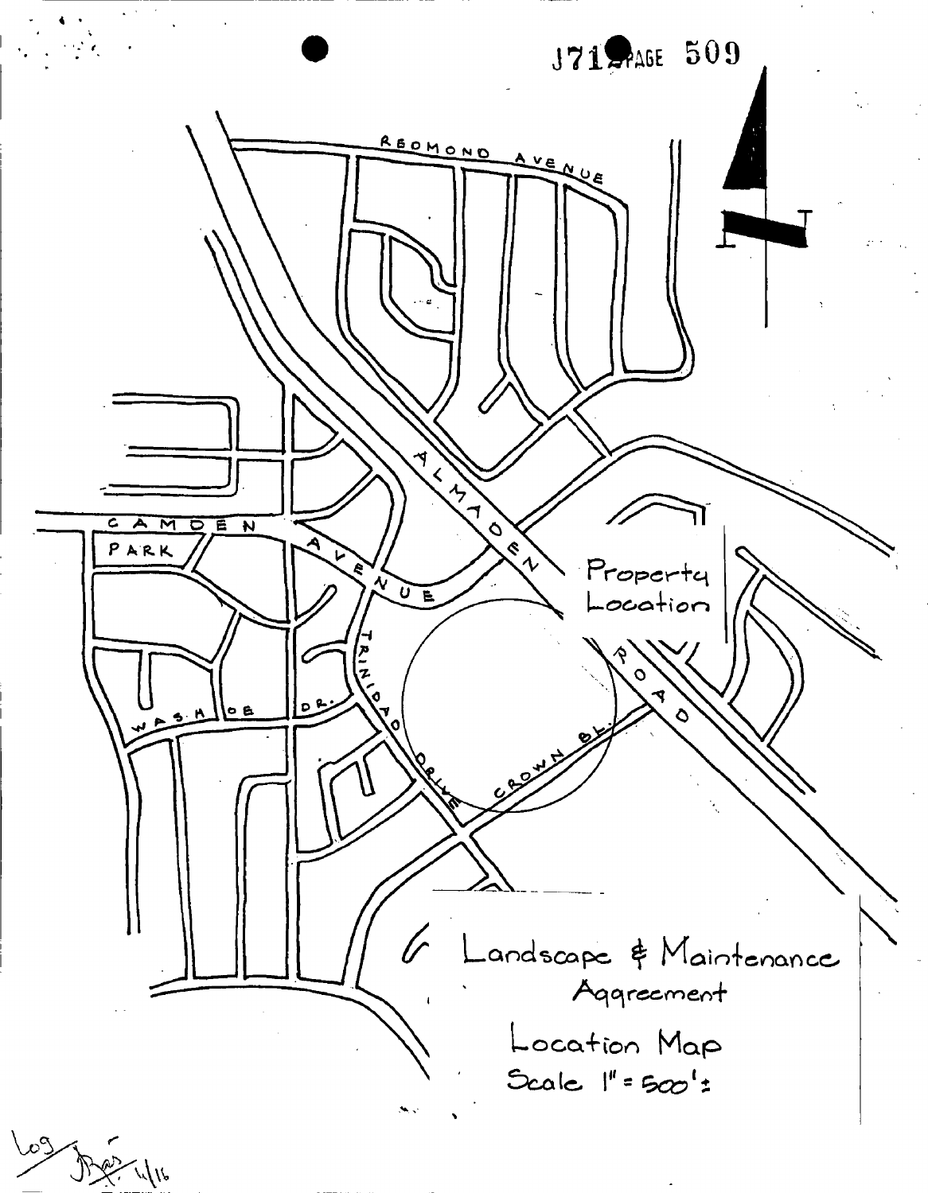J712 PAGE 509

REDMOND AVENUE

ALMADEN ROAD

CAMDEN PARK AVENUE

WASHOE DR.

TRINIDAD DRIVE

CROWN BL.

Property Location

Landscape & Maintenance Agreement

Location Map

Scale 1" = 500'±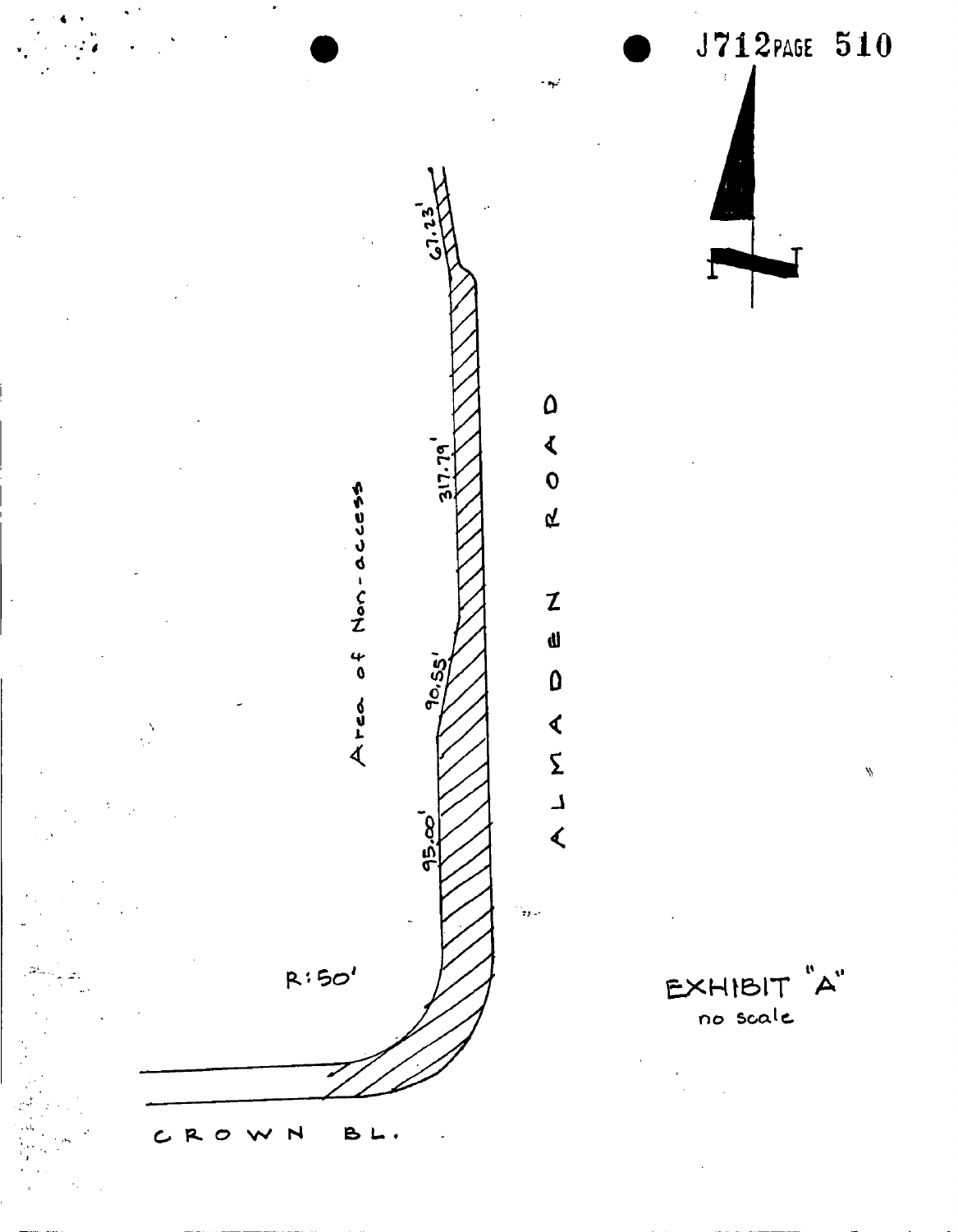J712 PAGE 510

Area of Non-access

67.23'

317.79'

90.55'

95.00'

R: 50'

ALMADEN ROAD

CROWN BL.

N

EXHIBIT "A"
no scale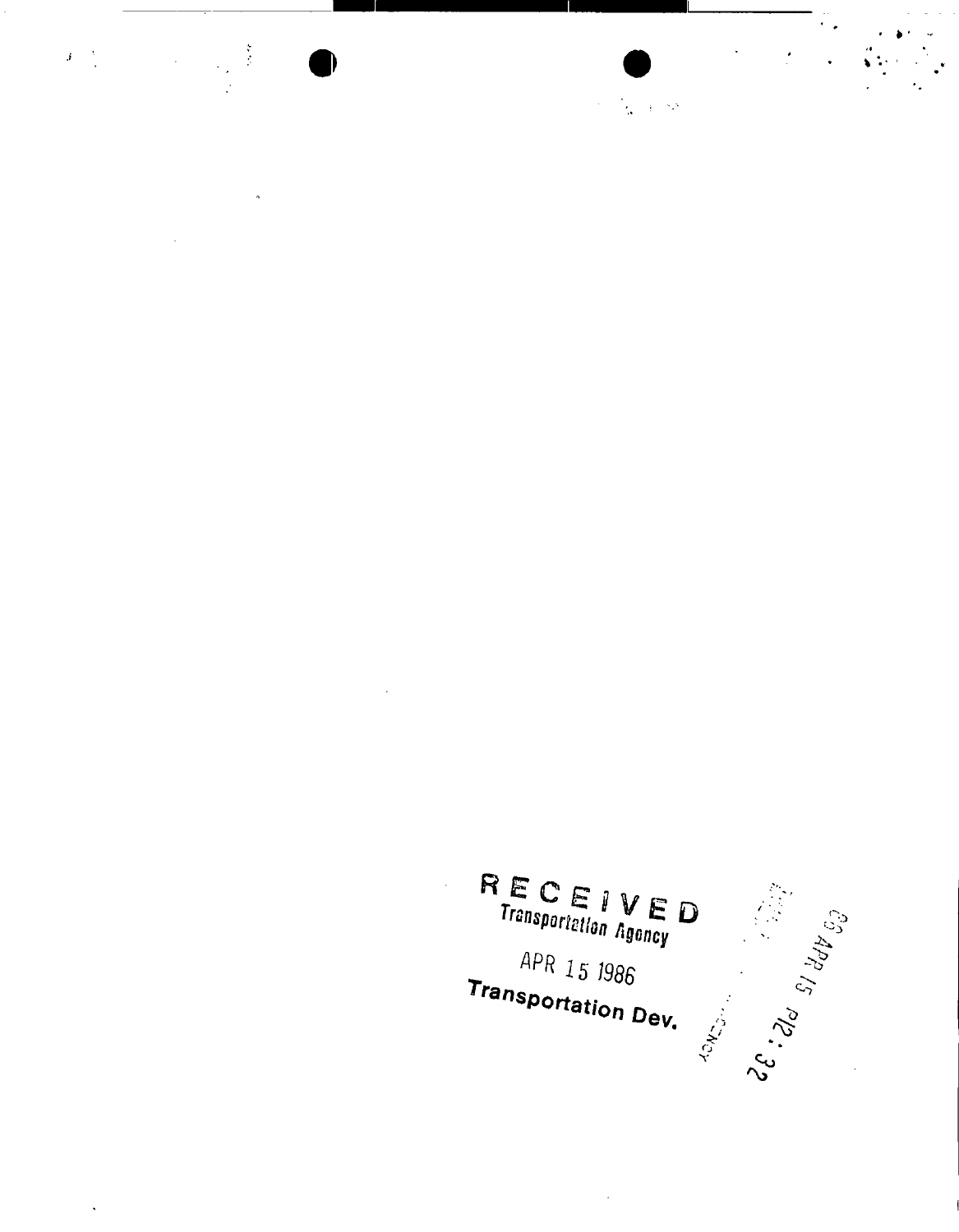RECEIVED
Transportation Agency

APR 15 1986

Transportation Dev.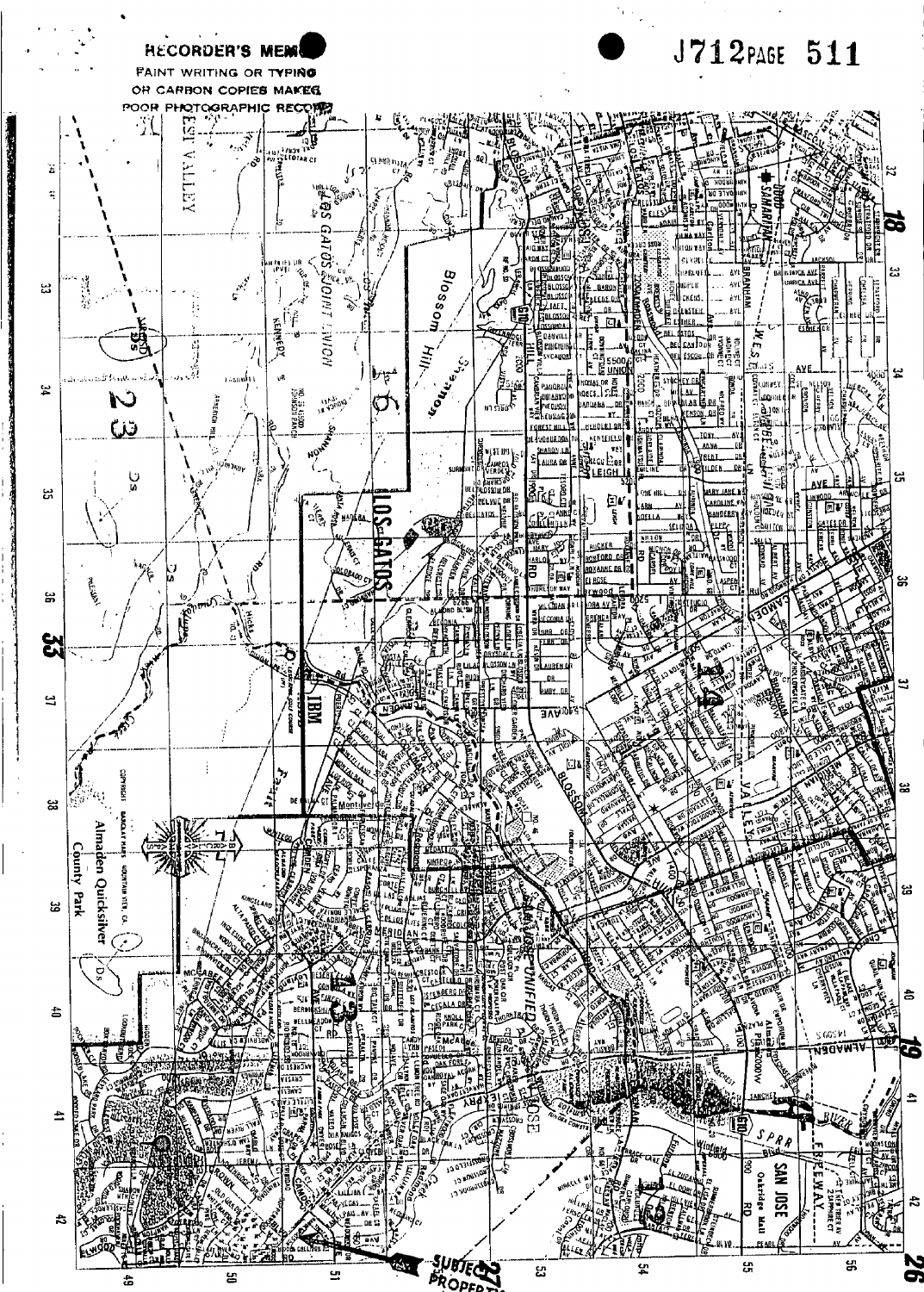RECORDER'S MEMO
FAINT WRITING OR TYPING
OR CARBON COPIES MAKES
POOR PHOTOGRAPHIC RECORD

J712 PAGE 511

SUBJECT PROPERTY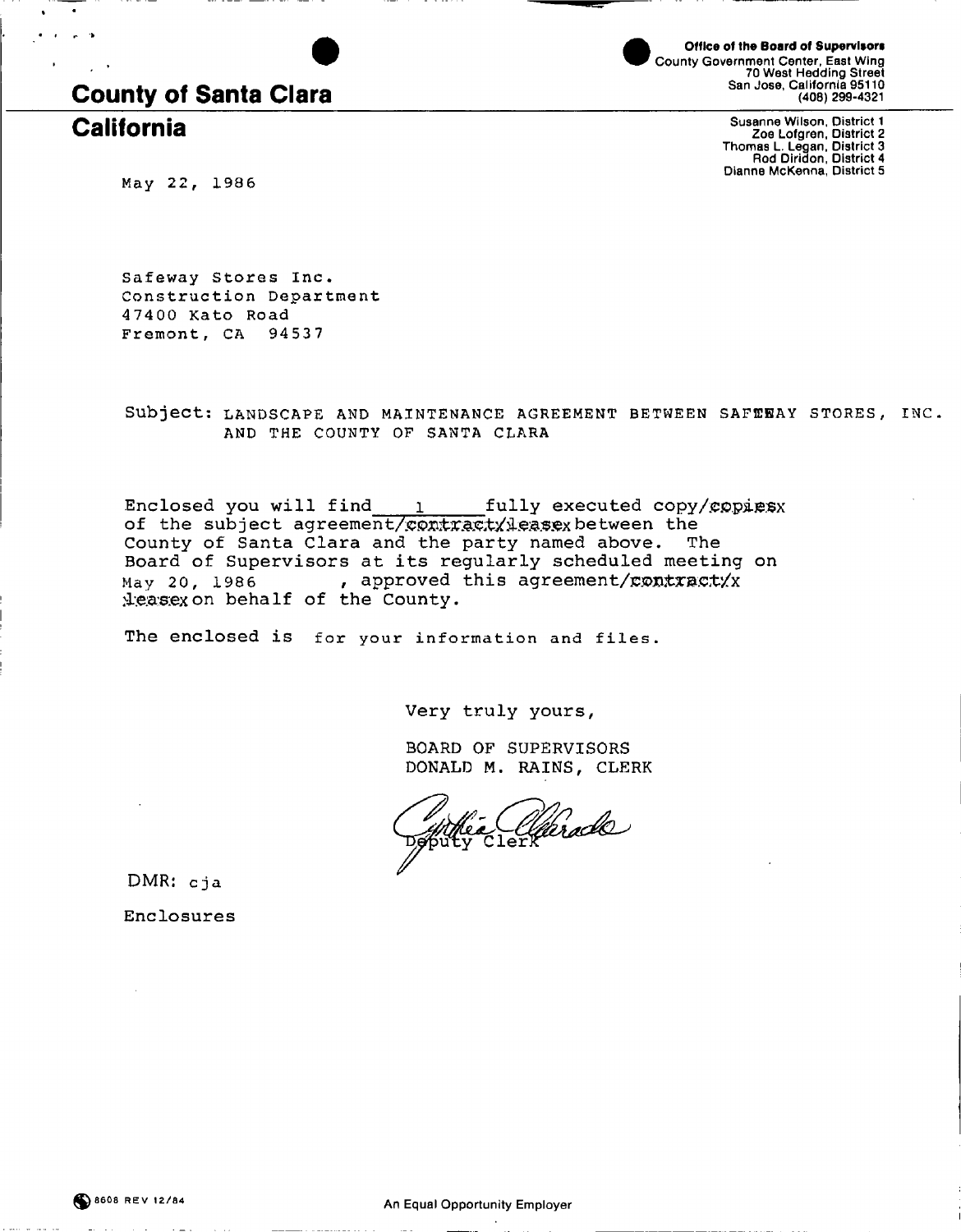# County of Santa Clara
# California

**Office of the Board of Supervisors**
County Government Center, East Wing
70 West Hedding Street
San Jose, California 95110
(408) 299-4321

Susanne Wilson, District 1
Zoe Lofgren, District 2
Thomas L. Legan, District 3
Rod Diridon, District 4
Dianne McKenna, District 5

May 22, 1986

Safeway Stores Inc.
Construction Department
47400 Kato Road
Fremont, CA 94537

Subject: LANDSCAPE AND MAINTENANCE AGREEMENT BETWEEN SAFEWAY STORES, INC. AND THE COUNTY OF SANTA CLARA

Enclosed you will find 1 fully executed copy/~~copies~~ of the subject agreement/~~contract/lease~~ between the County of Santa Clara and the party named above. The Board of Supervisors at its regularly scheduled meeting on May 20, 1986, approved this agreement/~~contract/lease~~ on behalf of the County.

The enclosed is for your information and files.

Very truly yours,

BOARD OF SUPERVISORS
DONALD M. RAINS, CLERK

Cynthia Alvarado
Deputy Clerk

DMR: cja

Enclosures

8608 REV 12/84

An Equal Opportunity Employer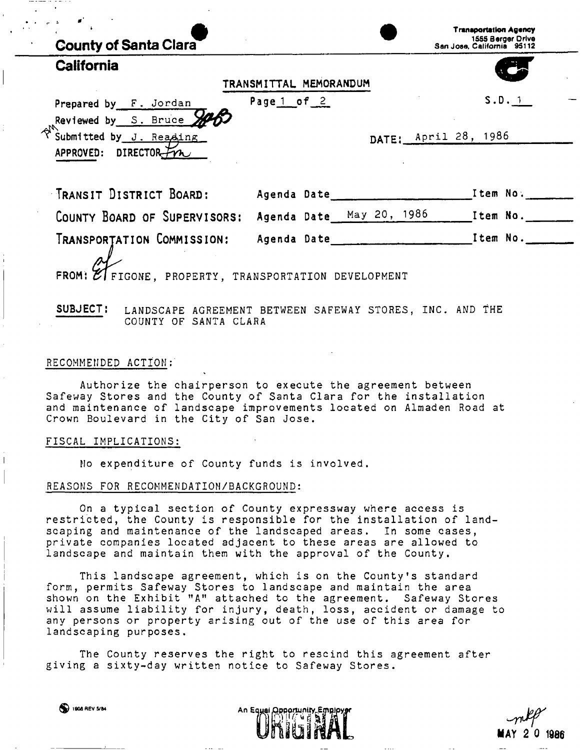**County of Santa Clara**

**California**

Transportation Agency
1555 Berger Drive
San Jose, California 95112

TRANSMITTAL MEMORANDUM

Prepared by F. Jordan

Reviewed by S. Bruce

Submitted by J. Reading

APPROVED: DIRECTOR

Page 1 of 2

S.D. 1

DATE: April 28, 1986

| | | |
|---|---|---|
| TRANSIT DISTRICT BOARD: | Agenda Date | Item No. |
| COUNTY BOARD OF SUPERVISORS: | Agenda Date May 20, 1986 | Item No. |
| TRANSPORTATION COMMISSION: | Agenda Date | Item No. |

FROM: FIGONE, PROPERTY, TRANSPORTATION DEVELOPMENT

**SUBJECT:** LANDSCAPE AGREEMENT BETWEEN SAFEWAY STORES, INC. AND THE COUNTY OF SANTA CLARA

RECOMMENDED ACTION:

Authorize the chairperson to execute the agreement between Safeway Stores and the County of Santa Clara for the installation and maintenance of landscape improvements located on Almaden Road at Crown Boulevard in the City of San Jose.

FISCAL IMPLICATIONS:

No expenditure of County funds is involved.

REASONS FOR RECOMMENDATION/BACKGROUND:

On a typical section of County expressway where access is restricted, the County is responsible for the installation of landscaping and maintenance of the landscaped areas. In some cases, private companies located adjacent to these areas are allowed to landscape and maintain them with the approval of the County.

This landscape agreement, which is on the County's standard form, permits Safeway Stores to landscape and maintain the area shown on the Exhibit "A" attached to the agreement. Safeway Stores will assume liability for injury, death, loss, accident or damage to any persons or property arising out of the use of this area for landscaping purposes.

The County reserves the right to rescind this agreement after giving a sixty-day written notice to Safeway Stores.

1908 REV 5/84

An Equal Opportunity Employer

ORIGINAL

MAY 20 1986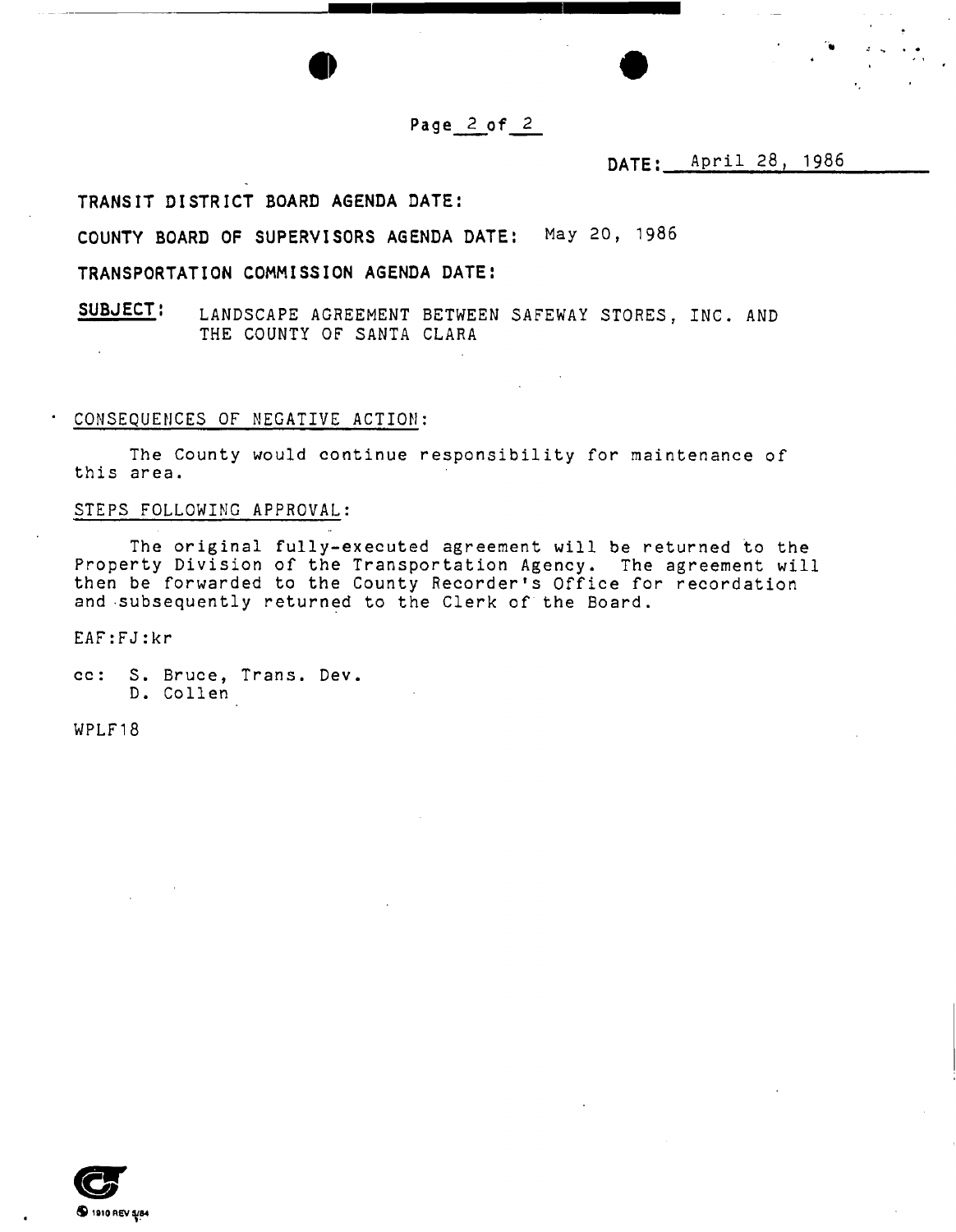DATE: April 28, 1986

**TRANSIT DISTRICT BOARD AGENDA DATE:**

**COUNTY BOARD OF SUPERVISORS AGENDA DATE:** May 20, 1986

**TRANSPORTATION COMMISSION AGENDA DATE:**

**SUBJECT:** LANDSCAPE AGREEMENT BETWEEN SAFEWAY STORES, INC. AND THE COUNTY OF SANTA CLARA

CONSEQUENCES OF NEGATIVE ACTION:

The County would continue responsibility for maintenance of this area.

STEPS FOLLOWING APPROVAL:

The original fully-executed agreement will be returned to the Property Division of the Transportation Agency. The agreement will then be forwarded to the County Recorder's Office for recordation and subsequently returned to the Clerk of the Board.

EAF:FJ:kr

cc: S. Bruce, Trans. Dev.
D. Collen

WPLF18

1910 REV 5/84